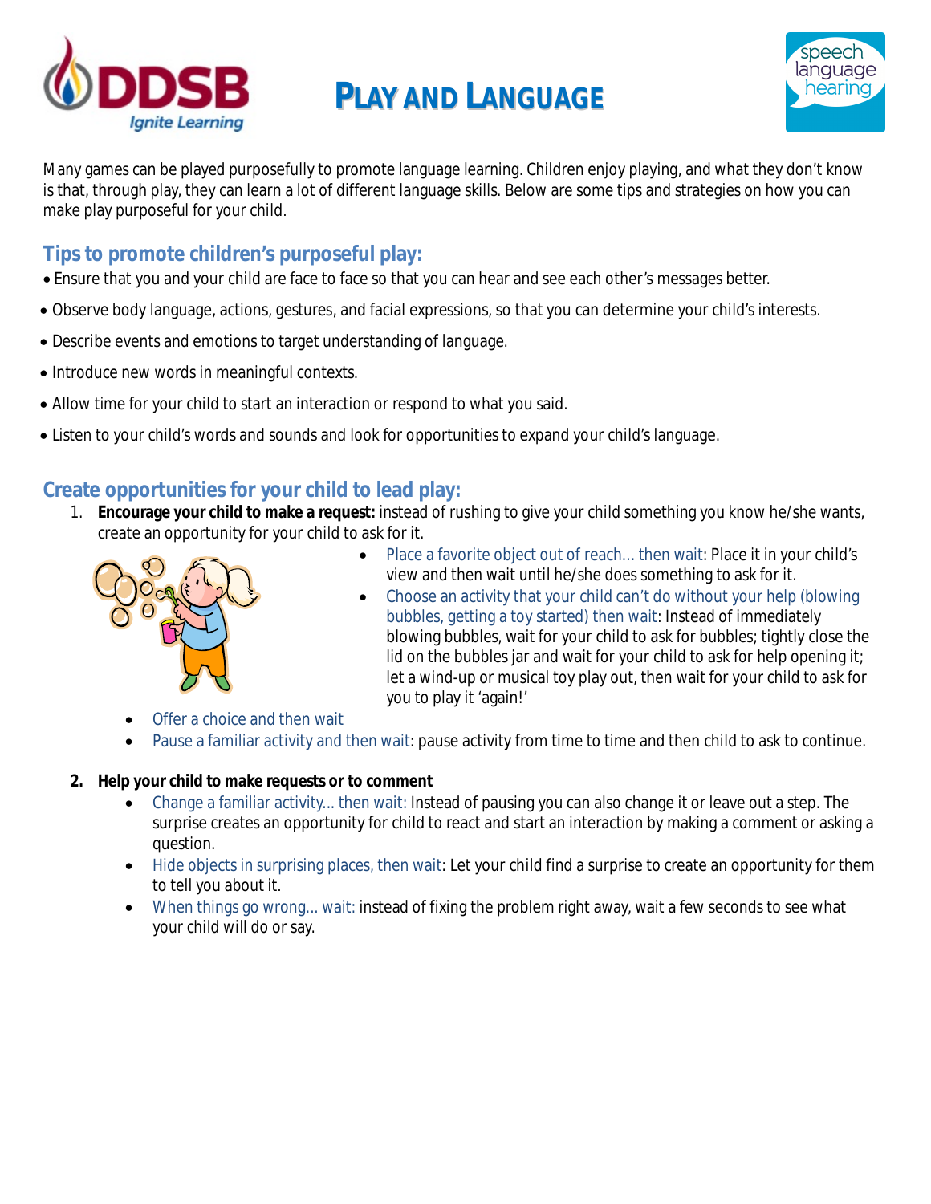# PLAY AND LANGUAGE

Many games can be played purposefully to promote language learning. Children enjoy playing, and what they don't know is that, through play, they can learn a lot of different language skills. Below are some tips and strategies on how you can make play purposeful for your child.

## Tips to promote children's purposeful play:

- Ensure that you and your child are face to face so that you can hear and see each other's messages better.
- Observe body language, actions, gestures, and facial expressions, so that you can determine your child's interests.
- Describe events and emotions to target understanding of language.
- Introduce new words in meaningful contexts.
- Allow time for your child to start an interaction or respond to what you said.
- Listen to your child's words and sounds and look for opportunities to expand your child's language.

## Create opportunities for your child to lead play:

1. **Encourage your child to make a request:** instead of rushing to give your child something you know he/she wants, create an opportunity for your child to ask for it.
    - Place a favorite object out of reach... then wait: Place it in your child's view and then wait until he/she does something to ask for it.
    - Choose an activity that your child can't do without your help (blowing bubbles, getting a toy started) then wait: Instead of immediately blowing bubbles, wait for your child to ask for bubbles; tightly close the lid on the bubbles jar and wait for your child to ask for help opening it; let a wind-up or musical toy play out, then wait for your child to ask for you to play it 'again!'
    - Offer a choice and then wait
    - Pause a familiar activity and then wait: pause activity from time to time and then child to ask to continue.

2. **Help your child to make requests or to comment**
    - Change a familiar activity... then wait: Instead of pausing you can also change it or leave out a step. The surprise creates an opportunity for child to react and start an interaction by making a comment or asking a question.
    - Hide objects in surprising places, then wait: Let your child find a surprise to create an opportunity for them to tell you about it.
    - When things go wrong... wait: instead of fixing the problem right away, wait a few seconds to see what your child will do or say.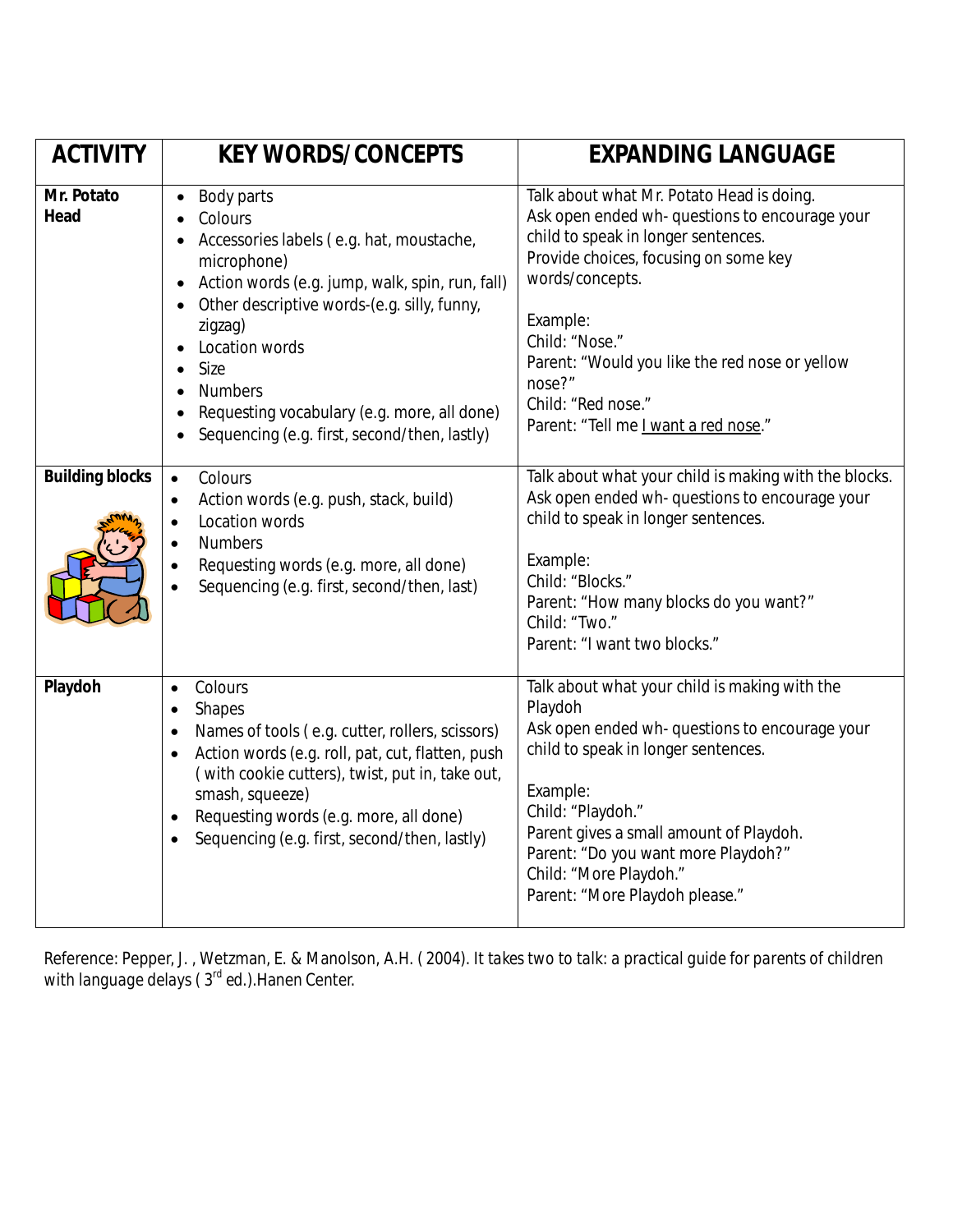| ACTIVITY | KEY WORDS/CONCEPTS | EXPANDING LANGUAGE |
|---|---|---|
| **Mr. Potato Head** | • Body parts<br>• Colours<br>• Accessories labels ( e.g. hat, moustache, microphone)<br>• Action words (e.g. jump, walk, spin, run, fall)<br>• Other descriptive words-(e.g. silly, funny, zigzag)<br>• Location words<br>• Size<br>• Numbers<br>• Requesting vocabulary (e.g. more, all done)<br>• Sequencing (e.g. first, second/then, lastly) | Talk about what Mr. Potato Head is doing.<br>Ask open ended wh- questions to encourage your child to speak in longer sentences.<br>Provide choices, focusing on some key words/concepts.<br><br>Example:<br>Child: "Nose."<br>Parent: "Would you like the red nose or yellow nose?"<br>Child: "Red nose."<br>Parent: "Tell me <u>I want a red nose</u>." |
| **Building blocks** | • Colours<br>• Action words (e.g. push, stack, build)<br>• Location words<br>• Numbers<br>• Requesting words (e.g. more, all done)<br>• Sequencing (e.g. first, second/then, last) | Talk about what your child is making with the blocks.<br>Ask open ended wh- questions to encourage your child to speak in longer sentences.<br><br>Example:<br>Child: "Blocks."<br>Parent: "How many blocks do you want?"<br>Child: "Two."<br>Parent: "I want two blocks." |
| **Playdoh** | • Colours<br>• Shapes<br>• Names of tools ( e.g. cutter, rollers, scissors)<br>• Action words (e.g. roll, pat, cut, flatten, push ( with cookie cutters), twist, put in, take out, smash, squeeze)<br>• Requesting words (e.g. more, all done)<br>• Sequencing (e.g. first, second/then, lastly) | Talk about what your child is making with the Playdoh<br>Ask open ended wh- questions to encourage your child to speak in longer sentences.<br><br>Example:<br>Child: "Playdoh."<br>Parent gives a small amount of Playdoh.<br>Parent: "Do you want more Playdoh?"<br>Child: "More Playdoh."<br>Parent: "More Playdoh please." |

Reference: Pepper, J. , Wetzman, E. & Manolson, A.H. ( 2004). *It takes two to talk: a practical guide for parents of children with language delays* ( 3rd ed.).Hanen Center.